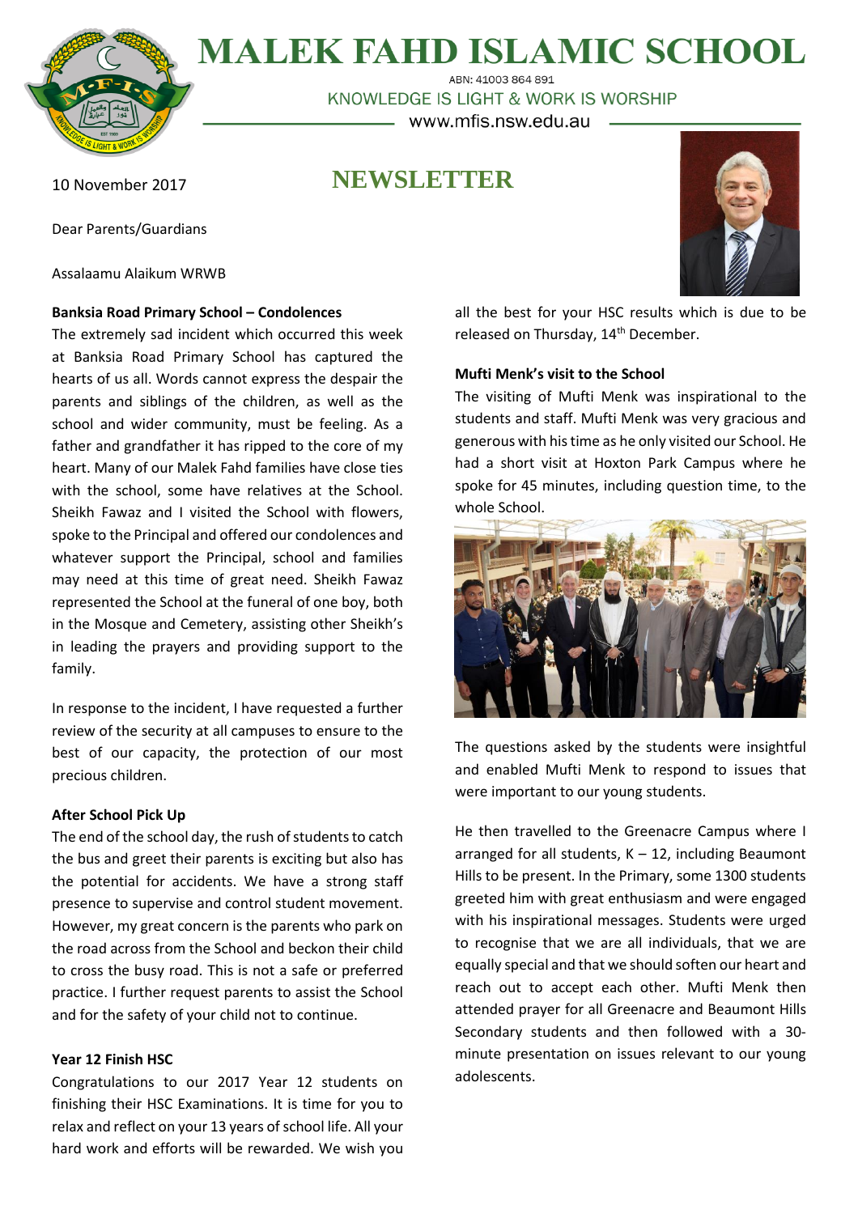# MALEK FAHD ISLAMIC SCHOOL

ABN: 41003 864 891

KNOWLEDGE IS LIGHT & WORK IS WORSHIP

www.mfis.nsw.edu.au

10 November 2017

## NEWSLETTER

Dear Parents/Guardians

Assalaamu Alaikum WRWB

**Banksia Road Primary School – Condolences**

The extremely sad incident which occurred this week at Banksia Road Primary School has captured the hearts of us all. Words cannot express the despair the parents and siblings of the children, as well as the school and wider community, must be feeling. As a father and grandfather it has ripped to the core of my heart. Many of our Malek Fahd families have close ties with the school, some have relatives at the School. Sheikh Fawaz and I visited the School with flowers, spoke to the Principal and offered our condolences and whatever support the Principal, school and families may need at this time of great need. Sheikh Fawaz represented the School at the funeral of one boy, both in the Mosque and Cemetery, assisting other Sheikh's in leading the prayers and providing support to the family.

In response to the incident, I have requested a further review of the security at all campuses to ensure to the best of our capacity, the protection of our most precious children.

**After School Pick Up**

The end of the school day, the rush of students to catch the bus and greet their parents is exciting but also has the potential for accidents. We have a strong staff presence to supervise and control student movement. However, my great concern is the parents who park on the road across from the School and beckon their child to cross the busy road. This is not a safe or preferred practice. I further request parents to assist the School and for the safety of your child not to continue.

**Year 12 Finish HSC**

Congratulations to our 2017 Year 12 students on finishing their HSC Examinations. It is time for you to relax and reflect on your 13 years of school life. All your hard work and efforts will be rewarded. We wish you all the best for your HSC results which is due to be released on Thursday, 14th December.

**Mufti Menk's visit to the School**

The visiting of Mufti Menk was inspirational to the students and staff. Mufti Menk was very gracious and generous with his time as he only visited our School. He had a short visit at Hoxton Park Campus where he spoke for 45 minutes, including question time, to the whole School.

The questions asked by the students were insightful and enabled Mufti Menk to respond to issues that were important to our young students.

He then travelled to the Greenacre Campus where I arranged for all students, K – 12, including Beaumont Hills to be present. In the Primary, some 1300 students greeted him with great enthusiasm and were engaged with his inspirational messages. Students were urged to recognise that we are all individuals, that we are equally special and that we should soften our heart and reach out to accept each other. Mufti Menk then attended prayer for all Greenacre and Beaumont Hills Secondary students and then followed with a 30-minute presentation on issues relevant to our young adolescents.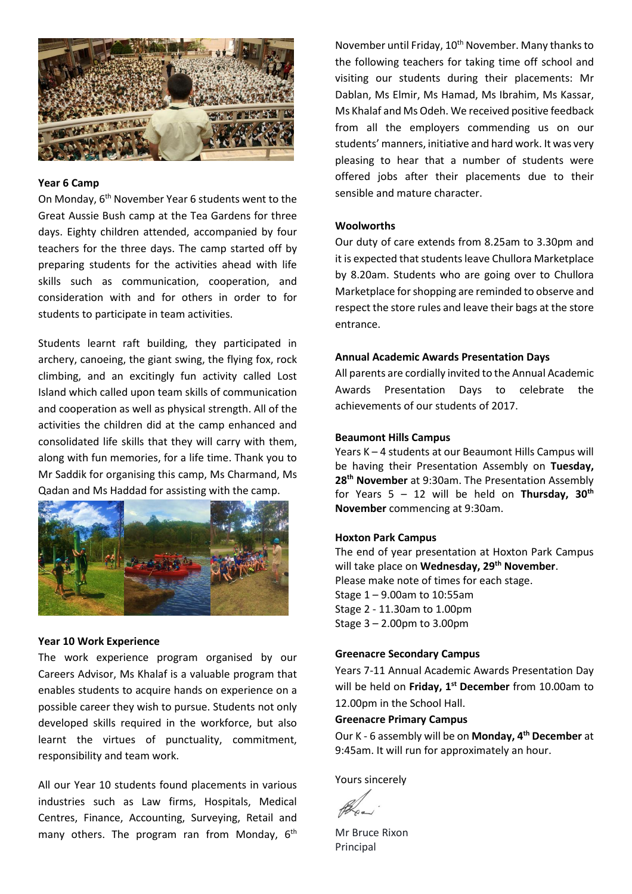**Year 6 Camp**

On Monday, 6th November Year 6 students went to the Great Aussie Bush camp at the Tea Gardens for three days. Eighty children attended, accompanied by four teachers for the three days. The camp started off by preparing students for the activities ahead with life skills such as communication, cooperation, and consideration with and for others in order to for students to participate in team activities.

Students learnt raft building, they participated in archery, canoeing, the giant swing, the flying fox, rock climbing, and an excitingly fun activity called Lost Island which called upon team skills of communication and cooperation as well as physical strength. All of the activities the children did at the camp enhanced and consolidated life skills that they will carry with them, along with fun memories, for a life time. Thank you to Mr Saddik for organising this camp, Ms Charmand, Ms Qadan and Ms Haddad for assisting with the camp.

**Year 10 Work Experience**

The work experience program organised by our Careers Advisor, Ms Khalaf is a valuable program that enables students to acquire hands on experience on a possible career they wish to pursue. Students not only developed skills required in the workforce, but also learnt the virtues of punctuality, commitment, responsibility and team work.

All our Year 10 students found placements in various industries such as Law firms, Hospitals, Medical Centres, Finance, Accounting, Surveying, Retail and many others. The program ran from Monday, 6th November until Friday, 10th November. Many thanks to the following teachers for taking time off school and visiting our students during their placements: Mr Dablan, Ms Elmir, Ms Hamad, Ms Ibrahim, Ms Kassar, Ms Khalaf and Ms Odeh. We received positive feedback from all the employers commending us on our students' manners, initiative and hard work. It was very pleasing to hear that a number of students were offered jobs after their placements due to their sensible and mature character.

**Woolworths**

Our duty of care extends from 8.25am to 3.30pm and it is expected that students leave Chullora Marketplace by 8.20am. Students who are going over to Chullora Marketplace for shopping are reminded to observe and respect the store rules and leave their bags at the store entrance.

**Annual Academic Awards Presentation Days**

All parents are cordially invited to the Annual Academic Awards Presentation Days to celebrate the achievements of our students of 2017.

**Beaumont Hills Campus**

Years K – 4 students at our Beaumont Hills Campus will be having their Presentation Assembly on **Tuesday, 28th November** at 9:30am. The Presentation Assembly for Years 5 – 12 will be held on **Thursday, 30th November** commencing at 9:30am.

**Hoxton Park Campus**

The end of year presentation at Hoxton Park Campus will take place on **Wednesday, 29th November**.
Please make note of times for each stage.
Stage 1 – 9.00am to 10:55am
Stage 2 - 11.30am to 1.00pm
Stage 3 – 2.00pm to 3.00pm

**Greenacre Secondary Campus**

Years 7-11 Annual Academic Awards Presentation Day will be held on **Friday, 1st December** from 10.00am to 12.00pm in the School Hall.

**Greenacre Primary Campus**

Our K - 6 assembly will be on **Monday, 4th December** at 9:45am. It will run for approximately an hour.

Yours sincerely

Mr Bruce Rixon
Principal